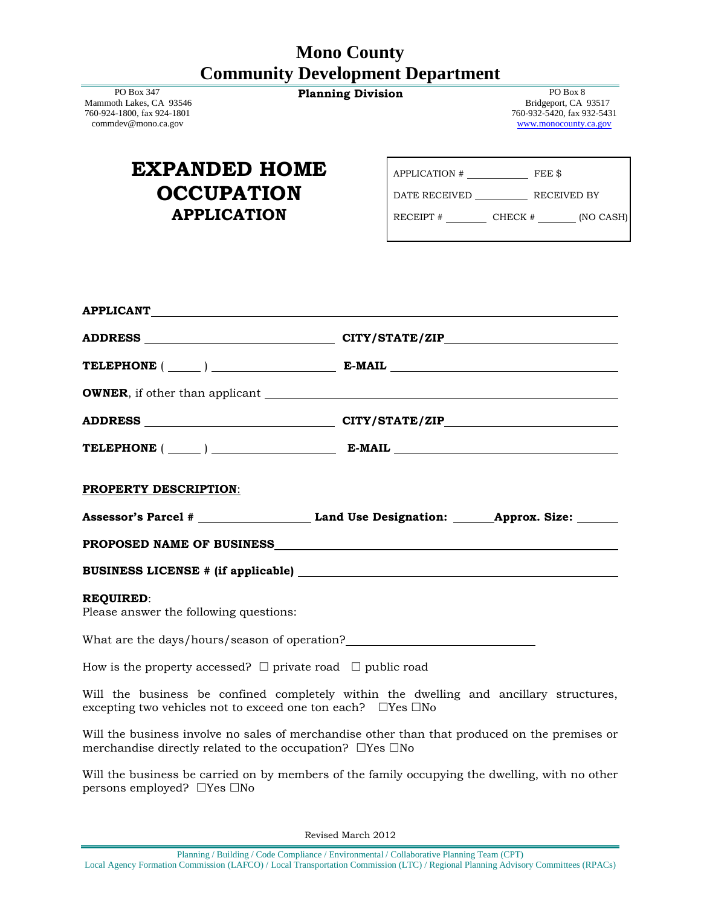# Mono County
# Community Development Department

PO Box 347
Mammoth Lakes, CA 93546
760-924-1800, fax 924-1801
commdev@mono.ca.gov

**Planning Division**

PO Box 8
Bridgeport, CA 93517
760-932-5420, fax 932-5431
www.monocounty.ca.gov

## EXPANDED HOME OCCUPATION APPLICATION

| | |
|---|---|
| APPLICATION # ___________ | FEE $ |
| DATE RECEIVED __________ | RECEIVED BY |
| RECEIPT # ________ CHECK # _______ (NO CASH) | |

**APPLICANT** ______________________________________________

**ADDRESS** ____________________ **CITY/STATE/ZIP** ____________________

**TELEPHONE** ( _____ ) ____________________ **E-MAIL** ____________________

**OWNER**, if other than applicant ______________________________________________

**ADDRESS** ____________________ **CITY/STATE/ZIP** ____________________

**TELEPHONE** ( _____ ) ____________________ **E-MAIL** ____________________

**PROPERTY DESCRIPTION**:

**Assessor's Parcel #** __________________ **Land Use Designation:** ______ **Approx. Size:** _______

**PROPOSED NAME OF BUSINESS** ______________________________________________

**BUSINESS LICENSE # (if applicable)** ______________________________________________

**REQUIRED**:
Please answer the following questions:

What are the days/hours/season of operation? ______________________________

How is the property accessed? ☐ private road ☐ public road

Will the business be confined completely within the dwelling and ancillary structures, excepting two vehicles not to exceed one ton each? ☐Yes ☐No

Will the business involve no sales of merchandise other than that produced on the premises or merchandise directly related to the occupation? ☐Yes ☐No

Will the business be carried on by members of the family occupying the dwelling, with no other persons employed? ☐Yes ☐No

Revised March 2012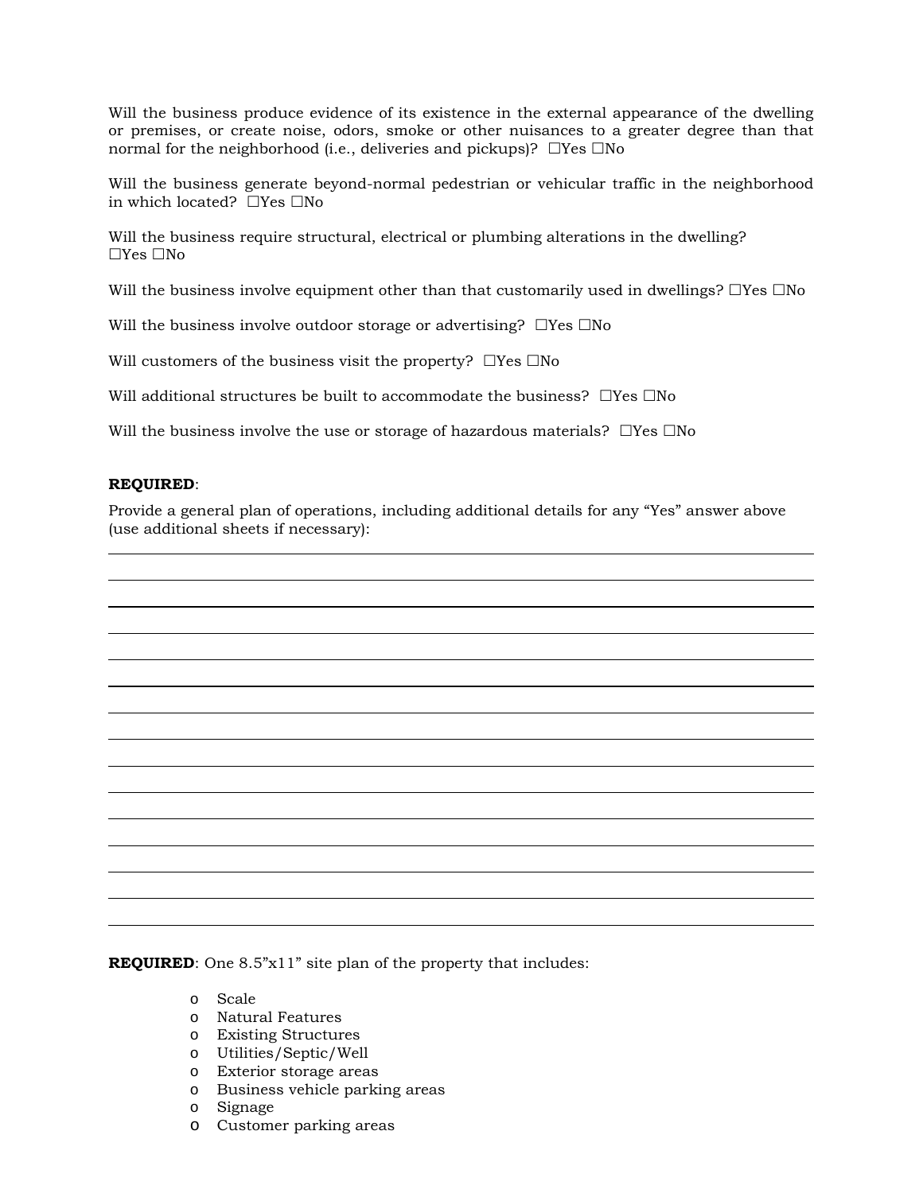Will the business produce evidence of its existence in the external appearance of the dwelling or premises, or create noise, odors, smoke or other nuisances to a greater degree than that normal for the neighborhood (i.e., deliveries and pickups)? ☐Yes ☐No

Will the business generate beyond-normal pedestrian or vehicular traffic in the neighborhood in which located? ☐Yes ☐No

Will the business require structural, electrical or plumbing alterations in the dwelling? ☐Yes ☐No

Will the business involve equipment other than that customarily used in dwellings? ☐Yes ☐No

Will the business involve outdoor storage or advertising? ☐Yes ☐No

Will customers of the business visit the property? ☐Yes ☐No

Will additional structures be built to accommodate the business? ☐Yes ☐No

Will the business involve the use or storage of hazardous materials? ☐Yes ☐No

**REQUIRED**:

Provide a general plan of operations, including additional details for any "Yes" answer above (use additional sheets if necessary):

\_\_\_\_\_\_\_\_\_\_\_\_\_\_\_\_\_\_\_\_\_\_\_\_\_\_\_\_\_\_\_\_\_\_\_\_\_\_\_\_\_\_\_\_\_\_\_\_\_\_\_\_\_\_\_\_\_\_\_\_\_\_\_\_\_\_\_\_\_\_\_\_\_\_\_\_\_\_

\_\_\_\_\_\_\_\_\_\_\_\_\_\_\_\_\_\_\_\_\_\_\_\_\_\_\_\_\_\_\_\_\_\_\_\_\_\_\_\_\_\_\_\_\_\_\_\_\_\_\_\_\_\_\_\_\_\_\_\_\_\_\_\_\_\_\_\_\_\_\_\_\_\_\_\_\_\_

\_\_\_\_\_\_\_\_\_\_\_\_\_\_\_\_\_\_\_\_\_\_\_\_\_\_\_\_\_\_\_\_\_\_\_\_\_\_\_\_\_\_\_\_\_\_\_\_\_\_\_\_\_\_\_\_\_\_\_\_\_\_\_\_\_\_\_\_\_\_\_\_\_\_\_\_\_\_

\_\_\_\_\_\_\_\_\_\_\_\_\_\_\_\_\_\_\_\_\_\_\_\_\_\_\_\_\_\_\_\_\_\_\_\_\_\_\_\_\_\_\_\_\_\_\_\_\_\_\_\_\_\_\_\_\_\_\_\_\_\_\_\_\_\_\_\_\_\_\_\_\_\_\_\_\_\_

\_\_\_\_\_\_\_\_\_\_\_\_\_\_\_\_\_\_\_\_\_\_\_\_\_\_\_\_\_\_\_\_\_\_\_\_\_\_\_\_\_\_\_\_\_\_\_\_\_\_\_\_\_\_\_\_\_\_\_\_\_\_\_\_\_\_\_\_\_\_\_\_\_\_\_\_\_\_

\_\_\_\_\_\_\_\_\_\_\_\_\_\_\_\_\_\_\_\_\_\_\_\_\_\_\_\_\_\_\_\_\_\_\_\_\_\_\_\_\_\_\_\_\_\_\_\_\_\_\_\_\_\_\_\_\_\_\_\_\_\_\_\_\_\_\_\_\_\_\_\_\_\_\_\_\_\_

\_\_\_\_\_\_\_\_\_\_\_\_\_\_\_\_\_\_\_\_\_\_\_\_\_\_\_\_\_\_\_\_\_\_\_\_\_\_\_\_\_\_\_\_\_\_\_\_\_\_\_\_\_\_\_\_\_\_\_\_\_\_\_\_\_\_\_\_\_\_\_\_\_\_\_\_\_\_

\_\_\_\_\_\_\_\_\_\_\_\_\_\_\_\_\_\_\_\_\_\_\_\_\_\_\_\_\_\_\_\_\_\_\_\_\_\_\_\_\_\_\_\_\_\_\_\_\_\_\_\_\_\_\_\_\_\_\_\_\_\_\_\_\_\_\_\_\_\_\_\_\_\_\_\_\_\_

\_\_\_\_\_\_\_\_\_\_\_\_\_\_\_\_\_\_\_\_\_\_\_\_\_\_\_\_\_\_\_\_\_\_\_\_\_\_\_\_\_\_\_\_\_\_\_\_\_\_\_\_\_\_\_\_\_\_\_\_\_\_\_\_\_\_\_\_\_\_\_\_\_\_\_\_\_\_

\_\_\_\_\_\_\_\_\_\_\_\_\_\_\_\_\_\_\_\_\_\_\_\_\_\_\_\_\_\_\_\_\_\_\_\_\_\_\_\_\_\_\_\_\_\_\_\_\_\_\_\_\_\_\_\_\_\_\_\_\_\_\_\_\_\_\_\_\_\_\_\_\_\_\_\_\_\_

\_\_\_\_\_\_\_\_\_\_\_\_\_\_\_\_\_\_\_\_\_\_\_\_\_\_\_\_\_\_\_\_\_\_\_\_\_\_\_\_\_\_\_\_\_\_\_\_\_\_\_\_\_\_\_\_\_\_\_\_\_\_\_\_\_\_\_\_\_\_\_\_\_\_\_\_\_\_

\_\_\_\_\_\_\_\_\_\_\_\_\_\_\_\_\_\_\_\_\_\_\_\_\_\_\_\_\_\_\_\_\_\_\_\_\_\_\_\_\_\_\_\_\_\_\_\_\_\_\_\_\_\_\_\_\_\_\_\_\_\_\_\_\_\_\_\_\_\_\_\_\_\_\_\_\_\_

\_\_\_\_\_\_\_\_\_\_\_\_\_\_\_\_\_\_\_\_\_\_\_\_\_\_\_\_\_\_\_\_\_\_\_\_\_\_\_\_\_\_\_\_\_\_\_\_\_\_\_\_\_\_\_\_\_\_\_\_\_\_\_\_\_\_\_\_\_\_\_\_\_\_\_\_\_\_

\_\_\_\_\_\_\_\_\_\_\_\_\_\_\_\_\_\_\_\_\_\_\_\_\_\_\_\_\_\_\_\_\_\_\_\_\_\_\_\_\_\_\_\_\_\_\_\_\_\_\_\_\_\_\_\_\_\_\_\_\_\_\_\_\_\_\_\_\_\_\_\_\_\_\_\_\_\_

\_\_\_\_\_\_\_\_\_\_\_\_\_\_\_\_\_\_\_\_\_\_\_\_\_\_\_\_\_\_\_\_\_\_\_\_\_\_\_\_\_\_\_\_\_\_\_\_\_\_\_\_\_\_\_\_\_\_\_\_\_\_\_\_\_\_\_\_\_\_\_\_\_\_\_\_\_\_

**REQUIRED**: One 8.5"x11" site plan of the property that includes:

- Scale
- Natural Features
- Existing Structures
- Utilities/Septic/Well
- Exterior storage areas
- Business vehicle parking areas
- Signage
- Customer parking areas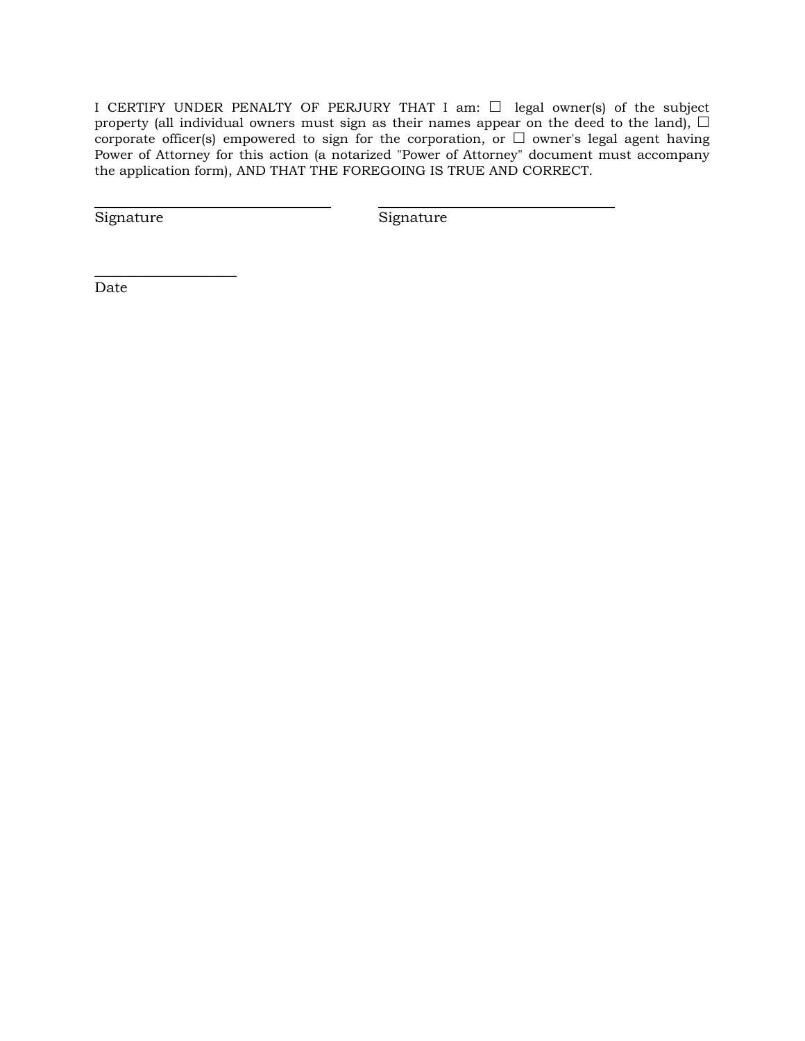I CERTIFY UNDER PENALTY OF PERJURY THAT I am: ☐ legal owner(s) of the subject property (all individual owners must sign as their names appear on the deed to the land), ☐ corporate officer(s) empowered to sign for the corporation, or ☐ owner's legal agent having Power of Attorney for this action (a notarized "Power of Attorney" document must accompany the application form), AND THAT THE FOREGOING IS TRUE AND CORRECT.

______________________________ ______________________________
Signature Signature

____________________
Date